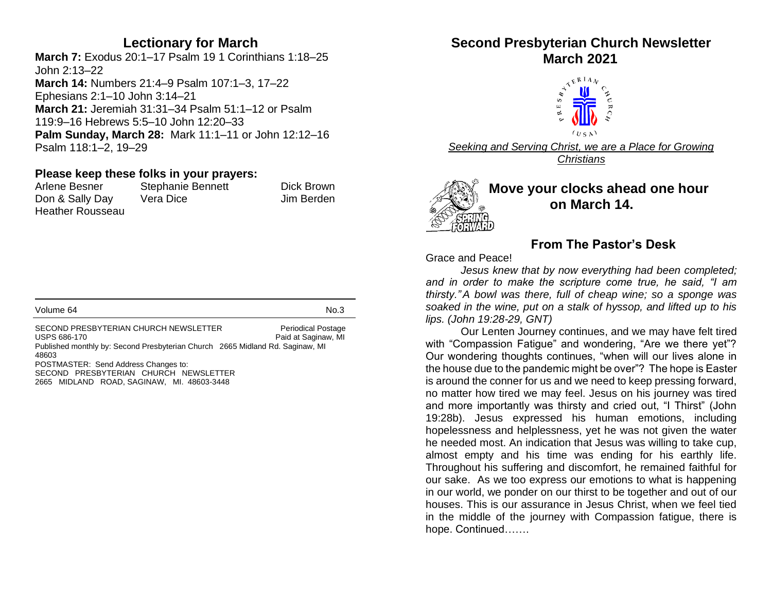## Lectionary for March

**March 7:** Exodus 20:1–17 Psalm 19 1 Corinthians 1:18–25 John 2:13–22
**March 14:** Numbers 21:4–9 Psalm 107:1–3, 17–22 Ephesians 2:1–10 John 3:14–21
**March 21:** Jeremiah 31:31–34 Psalm 51:1–12 or Psalm 119:9–16 Hebrews 5:5–10 John 12:20–33
**Palm Sunday, March 28:** Mark 11:1–11 or John 12:12–16 Psalm 118:1–2, 19–29

### Please keep these folks in your prayers:

| | | |
|---|---|---|
| Arlene Besner | Stephanie Bennett | Dick Brown |
| Don & Sally Day | Vera Dice | Jim Berden |
| Heather Rousseau | | |

Volume 64 No.3

SECOND PRESBYTERIAN CHURCH NEWSLETTER Periodical Postage
USPS 686-170 Paid at Saginaw, MI
Published monthly by: Second Presbyterian Church 2665 Midland Rd. Saginaw, MI 48603
POSTMASTER: Send Address Changes to:
SECOND PRESBYTERIAN CHURCH NEWSLETTER
2665 MIDLAND ROAD, SAGINAW, MI. 48603-3448

# Second Presbyterian Church Newsletter March 2021

*Seeking and Serving Christ, we are a Place for Growing Christians*

## Move your clocks ahead one hour on March 14.

## From The Pastor's Desk

Grace and Peace!

*Jesus knew that by now everything had been completed; and in order to make the scripture come true, he said, "I am thirsty." A bowl was there, full of cheap wine; so a sponge was soaked in the wine, put on a stalk of hyssop, and lifted up to his lips. (John 19:28-29, GNT)*

Our Lenten Journey continues, and we may have felt tired with "Compassion Fatigue" and wondering, "Are we there yet"? Our wondering thoughts continues, "when will our lives alone in the house due to the pandemic might be over"? The hope is Easter is around the conner for us and we need to keep pressing forward, no matter how tired we may feel. Jesus on his journey was tired and more importantly was thirsty and cried out, "I Thirst" (John 19:28b). Jesus expressed his human emotions, including hopelessness and helplessness, yet he was not given the water he needed most. An indication that Jesus was willing to take cup, almost empty and his time was ending for his earthly life. Throughout his suffering and discomfort, he remained faithful for our sake. As we too express our emotions to what is happening in our world, we ponder on our thirst to be together and out of our houses. This is our assurance in Jesus Christ, when we feel tied in the middle of the journey with Compassion fatigue, there is hope. Continued…….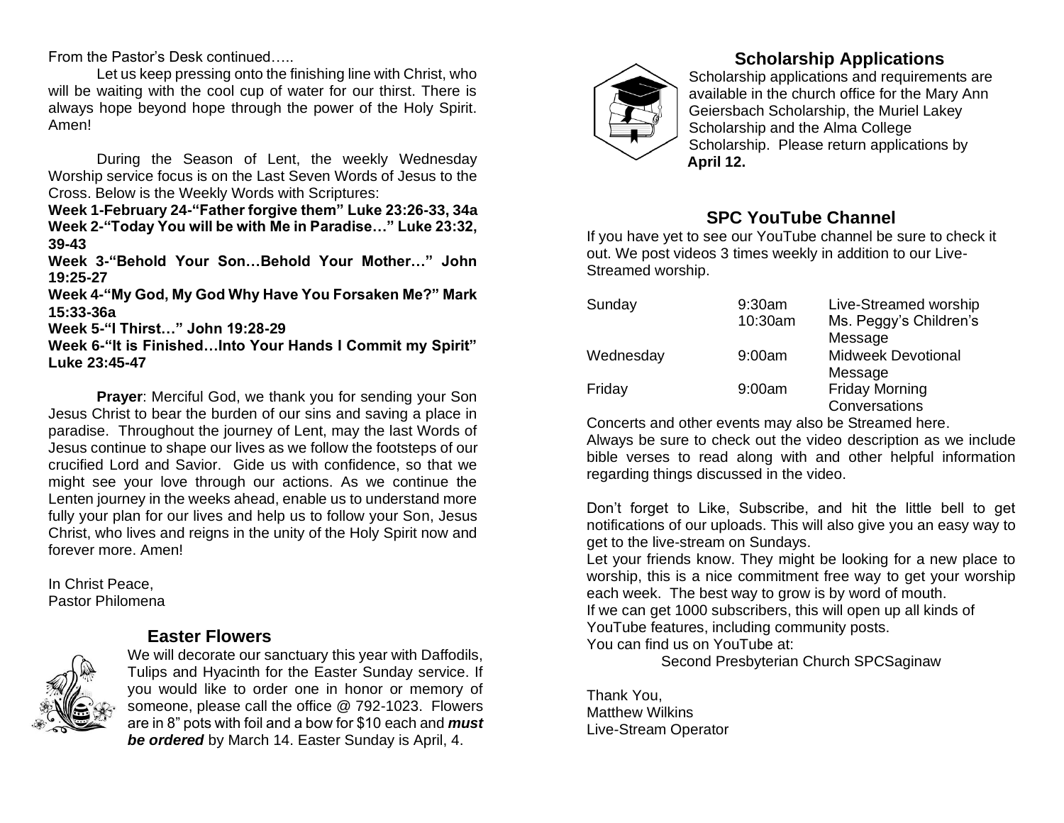From the Pastor's Desk continued…..

Let us keep pressing onto the finishing line with Christ, who will be waiting with the cool cup of water for our thirst. There is always hope beyond hope through the power of the Holy Spirit. Amen!

During the Season of Lent, the weekly Wednesday Worship service focus is on the Last Seven Words of Jesus to the Cross. Below is the Weekly Words with Scriptures:

**Week 1-February 24-"Father forgive them" Luke 23:26-33, 34a**
**Week 2-"Today You will be with Me in Paradise…" Luke 23:32, 39-43**
**Week 3-"Behold Your Son…Behold Your Mother…" John 19:25-27**
**Week 4-"My God, My God Why Have You Forsaken Me?" Mark 15:33-36a**
**Week 5-"I Thirst…" John 19:28-29**
**Week 6-"It is Finished…Into Your Hands I Commit my Spirit" Luke 23:45-47**

**Prayer**: Merciful God, we thank you for sending your Son Jesus Christ to bear the burden of our sins and saving a place in paradise. Throughout the journey of Lent, may the last Words of Jesus continue to shape our lives as we follow the footsteps of our crucified Lord and Savior. Gide us with confidence, so that we might see your love through our actions. As we continue the Lenten journey in the weeks ahead, enable us to understand more fully your plan for our lives and help us to follow your Son, Jesus Christ, who lives and reigns in the unity of the Holy Spirit now and forever more. Amen!

In Christ Peace,
Pastor Philomena

## Easter Flowers

We will decorate our sanctuary this year with Daffodils, Tulips and Hyacinth for the Easter Sunday service. If you would like to order one in honor or memory of someone, please call the office @ 792-1023. Flowers are in 8" pots with foil and a bow for $10 each and ***must be ordered*** by March 14. Easter Sunday is April, 4.

## Scholarship Applications

Scholarship applications and requirements are available in the church office for the Mary Ann Geiersbach Scholarship, the Muriel Lakey Scholarship and the Alma College Scholarship. Please return applications by **April 12.**

## SPC YouTube Channel

If you have yet to see our YouTube channel be sure to check it out. We post videos 3 times weekly in addition to our Live-Streamed worship.

| | | |
|---|---|---|
| Sunday | 9:30am | Live-Streamed worship |
| | 10:30am | Ms. Peggy's Children's Message |
| Wednesday | 9:00am | Midweek Devotional Message |
| Friday | 9:00am | Friday Morning Conversations |

Concerts and other events may also be Streamed here.
Always be sure to check out the video description as we include bible verses to read along with and other helpful information regarding things discussed in the video.

Don't forget to Like, Subscribe, and hit the little bell to get notifications of our uploads. This will also give you an easy way to get to the live-stream on Sundays.
Let your friends know. They might be looking for a new place to worship, this is a nice commitment free way to get your worship each week. The best way to grow is by word of mouth.
If we can get 1000 subscribers, this will open up all kinds of YouTube features, including community posts.
You can find us on YouTube at:

Second Presbyterian Church SPCSaginaw

Thank You,
Matthew Wilkins
Live-Stream Operator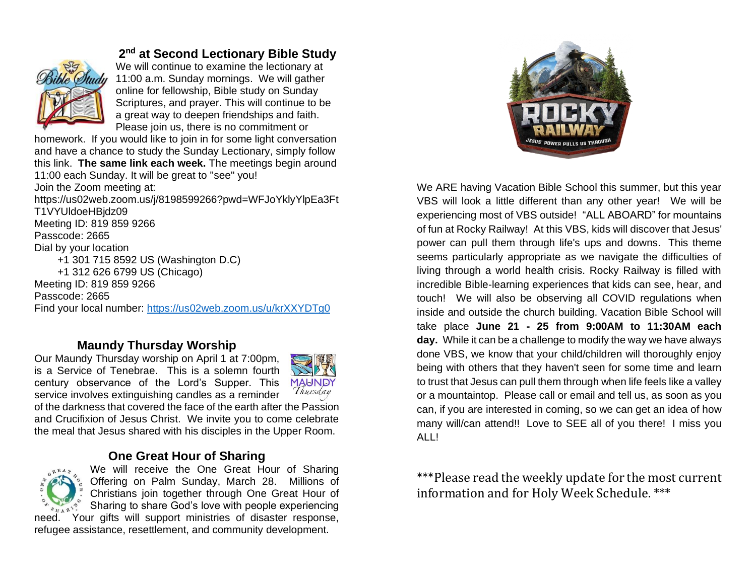## 2nd at Second Lectionary Bible Study

We will continue to examine the lectionary at 11:00 a.m. Sunday mornings. We will gather online for fellowship, Bible study on Sunday Scriptures, and prayer. This will continue to be a great way to deepen friendships and faith. Please join us, there is no commitment or homework. If you would like to join in for some light conversation and have a chance to study the Sunday Lectionary, simply follow this link. **The same link each week.** The meetings begin around 11:00 each Sunday. It will be great to "see" you!

Join the Zoom meeting at:
https://us02web.zoom.us/j/8198599266?pwd=WFJoYklyYlpEa3FtT1VYUldoeHBjdz09
Meeting ID: 819 859 9266
Passcode: 2665
Dial by your location
+1 301 715 8592 US (Washington D.C)
+1 312 626 6799 US (Chicago)
Meeting ID: 819 859 9266
Passcode: 2665
Find your local number: https://us02web.zoom.us/u/krXXYDTg0

## Maundy Thursday Worship

Our Maundy Thursday worship on April 1 at 7:00pm, is a Service of Tenebrae. This is a solemn fourth century observance of the Lord's Supper. This service involves extinguishing candles as a reminder of the darkness that covered the face of the earth after the Passion and Crucifixion of Jesus Christ. We invite you to come celebrate the meal that Jesus shared with his disciples in the Upper Room.

## One Great Hour of Sharing

We will receive the One Great Hour of Sharing Offering on Palm Sunday, March 28. Millions of Christians join together through One Great Hour of Sharing to share God's love with people experiencing need. Your gifts will support ministries of disaster response, refugee assistance, resettlement, and community development.

We ARE having Vacation Bible School this summer, but this year VBS will look a little different than any other year! We will be experiencing most of VBS outside! "ALL ABOARD" for mountains of fun at Rocky Railway! At this VBS, kids will discover that Jesus' power can pull them through life's ups and downs. This theme seems particularly appropriate as we navigate the difficulties of living through a world health crisis. Rocky Railway is filled with incredible Bible-learning experiences that kids can see, hear, and touch! We will also be observing all COVID regulations when inside and outside the church building. Vacation Bible School will take place **June 21 - 25 from 9:00AM to 11:30AM each day.** While it can be a challenge to modify the way we have always done VBS, we know that your child/children will thoroughly enjoy being with others that they haven't seen for some time and learn to trust that Jesus can pull them through when life feels like a valley or a mountaintop. Please call or email and tell us, as soon as you can, if you are interested in coming, so we can get an idea of how many will/can attend!! Love to SEE all of you there! I miss you ALL!

***Please read the weekly update for the most current information and for Holy Week Schedule. ***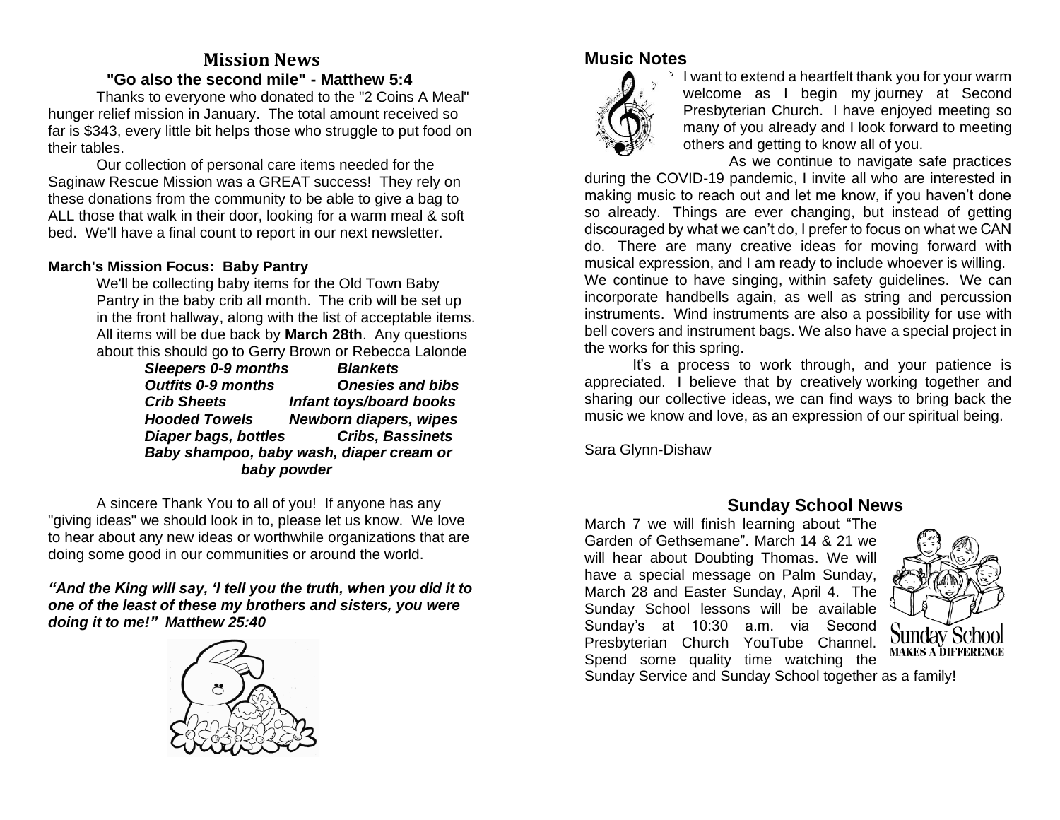## Mission News

**"Go also the second mile" - Matthew 5:4**

Thanks to everyone who donated to the "2 Coins A Meal" hunger relief mission in January. The total amount received so far is $343, every little bit helps those who struggle to put food on their tables.

Our collection of personal care items needed for the Saginaw Rescue Mission was a GREAT success! They rely on these donations from the community to be able to give a bag to ALL those that walk in their door, looking for a warm meal & soft bed. We'll have a final count to report in our next newsletter.

**March's Mission Focus: Baby Pantry**

We'll be collecting baby items for the Old Town Baby Pantry in the baby crib all month. The crib will be set up in the front hallway, along with the list of acceptable items. All items will be due back by **March 28th**. Any questions about this should go to Gerry Brown or Rebecca Lalonde

***Sleepers 0-9 months*** ***Blankets***
***Outfits 0-9 months*** ***Onesies and bibs***
***Crib Sheets*** ***Infant toys/board books***
***Hooded Towels*** ***Newborn diapers, wipes***
***Diaper bags, bottles*** ***Cribs, Bassinets***
***Baby shampoo, baby wash, diaper cream or baby powder***

A sincere Thank You to all of you! If anyone has any "giving ideas" we should look in to, please let us know. We love to hear about any new ideas or worthwhile organizations that are doing some good in our communities or around the world.

***"And the King will say, 'I tell you the truth, when you did it to one of the least of these my brothers and sisters, you were doing it to me!" Matthew 25:40***

## Music Notes

I want to extend a heartfelt thank you for your warm welcome as I begin my journey at Second Presbyterian Church. I have enjoyed meeting so many of you already and I look forward to meeting others and getting to know all of you.

As we continue to navigate safe practices during the COVID-19 pandemic, I invite all who are interested in making music to reach out and let me know, if you haven't done so already. Things are ever changing, but instead of getting discouraged by what we can't do, I prefer to focus on what we CAN do. There are many creative ideas for moving forward with musical expression, and I am ready to include whoever is willing. We continue to have singing, within safety guidelines. We can incorporate handbells again, as well as string and percussion instruments. Wind instruments are also a possibility for use with bell covers and instrument bags. We also have a special project in the works for this spring.

It's a process to work through, and your patience is appreciated. I believe that by creatively working together and sharing our collective ideas, we can find ways to bring back the music we know and love, as an expression of our spiritual being.

Sara Glynn-Dishaw

## Sunday School News

March 7 we will finish learning about "The Garden of Gethsemane". March 14 & 21 we will hear about Doubting Thomas. We will have a special message on Palm Sunday, March 28 and Easter Sunday, April 4. The Sunday School lessons will be available Sunday's at 10:30 a.m. via Second Presbyterian Church YouTube Channel. Spend some quality time watching the Sunday Service and Sunday School together as a family!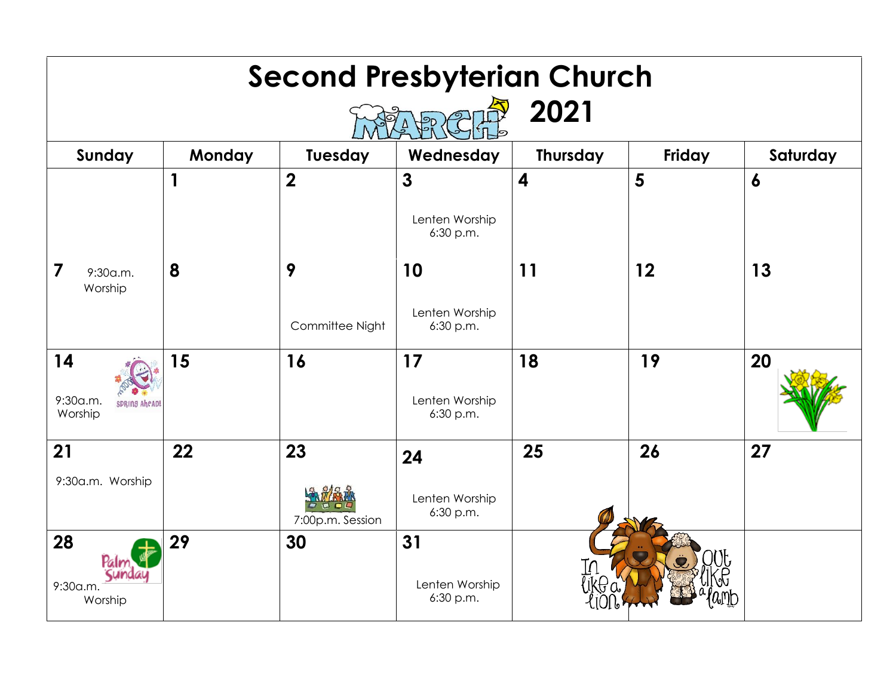# Second Presbyterian Church

## MARCH 2021

| Sunday | Monday | Tuesday | Wednesday | Thursday | Friday | Saturday |
|---|---|---|---|---|---|---|
| | 1 | 2 | 3<br>Lenten Worship 6:30 p.m. | 4 | 5 | 6 |
| 7<br>9:30a.m. Worship | 8 | 9<br>Committee Night | 10<br>Lenten Worship 6:30 p.m. | 11 | 12 | 13 |
| 14<br>9:30a.m. Worship<br>SPRING AHEAD! | 15 | 16 | 17<br>Lenten Worship 6:30 p.m. | 18 | 19 | 20 |
| 21<br>9:30a.m. Worship | 22 | 23<br>7:00p.m. Session | 24<br>Lenten Worship 6:30 p.m. | 25 | 26 | 27 |
| 28<br>Palm Sunday<br>9:30a.m. Worship | 29 | 30 | 31<br>Lenten Worship 6:30 p.m. | In like a lion | out like a lamb | |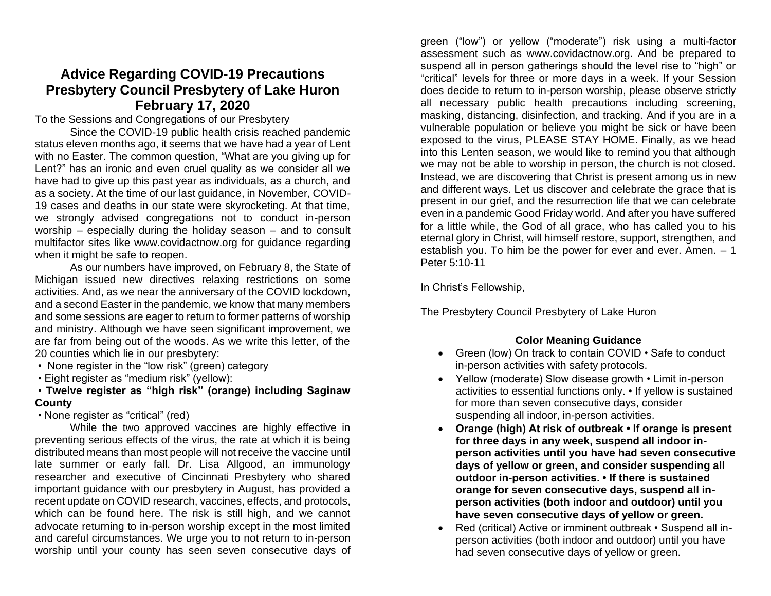# Advice Regarding COVID-19 Precautions
# Presbytery Council Presbytery of Lake Huron
# February 17, 2020

To the Sessions and Congregations of our Presbytery

Since the COVID-19 public health crisis reached pandemic status eleven months ago, it seems that we have had a year of Lent with no Easter. The common question, "What are you giving up for Lent?" has an ironic and even cruel quality as we consider all we have had to give up this past year as individuals, as a church, and as a society. At the time of our last guidance, in November, COVID-19 cases and deaths in our state were skyrocketing. At that time, we strongly advised congregations not to conduct in-person worship – especially during the holiday season – and to consult multifactor sites like www.covidactnow.org for guidance regarding when it might be safe to reopen.

As our numbers have improved, on February 8, the State of Michigan issued new directives relaxing restrictions on some activities. And, as we near the anniversary of the COVID lockdown, and a second Easter in the pandemic, we know that many members and some sessions are eager to return to former patterns of worship and ministry. Although we have seen significant improvement, we are far from being out of the woods. As we write this letter, of the 20 counties which lie in our presbytery:

- None register in the "low risk" (green) category
- Eight register as "medium risk" (yellow):
- **Twelve register as "high risk" (orange) including Saginaw County**
- None register as "critical" (red)

While the two approved vaccines are highly effective in preventing serious effects of the virus, the rate at which it is being distributed means than most people will not receive the vaccine until late summer or early fall. Dr. Lisa Allgood, an immunology researcher and executive of Cincinnati Presbytery who shared important guidance with our presbytery in August, has provided a recent update on COVID research, vaccines, effects, and protocols, which can be found here. The risk is still high, and we cannot advocate returning to in-person worship except in the most limited and careful circumstances. We urge you to not return to in-person worship until your county has seen seven consecutive days of green ("low") or yellow ("moderate") risk using a multi-factor assessment such as www.covidactnow.org. And be prepared to suspend all in person gatherings should the level rise to "high" or "critical" levels for three or more days in a week. If your Session does decide to return to in-person worship, please observe strictly all necessary public health precautions including screening, masking, distancing, disinfection, and tracking. And if you are in a vulnerable population or believe you might be sick or have been exposed to the virus, PLEASE STAY HOME. Finally, as we head into this Lenten season, we would like to remind you that although we may not be able to worship in person, the church is not closed. Instead, we are discovering that Christ is present among us in new and different ways. Let us discover and celebrate the grace that is present in our grief, and the resurrection life that we can celebrate even in a pandemic Good Friday world. And after you have suffered for a little while, the God of all grace, who has called you to his eternal glory in Christ, will himself restore, support, strengthen, and establish you. To him be the power for ever and ever. Amen. – 1 Peter 5:10-11

In Christ's Fellowship,

The Presbytery Council Presbytery of Lake Huron

**Color Meaning Guidance**

- Green (low) On track to contain COVID • Safe to conduct in-person activities with safety protocols.
- Yellow (moderate) Slow disease growth • Limit in-person activities to essential functions only. • If yellow is sustained for more than seven consecutive days, consider suspending all indoor, in-person activities.
- **Orange (high) At risk of outbreak • If orange is present for three days in any week, suspend all indoor in-person activities until you have had seven consecutive days of yellow or green, and consider suspending all outdoor in-person activities. • If there is sustained orange for seven consecutive days, suspend all in-person activities (both indoor and outdoor) until you have seven consecutive days of yellow or green.**
- Red (critical) Active or imminent outbreak • Suspend all in-person activities (both indoor and outdoor) until you have had seven consecutive days of yellow or green.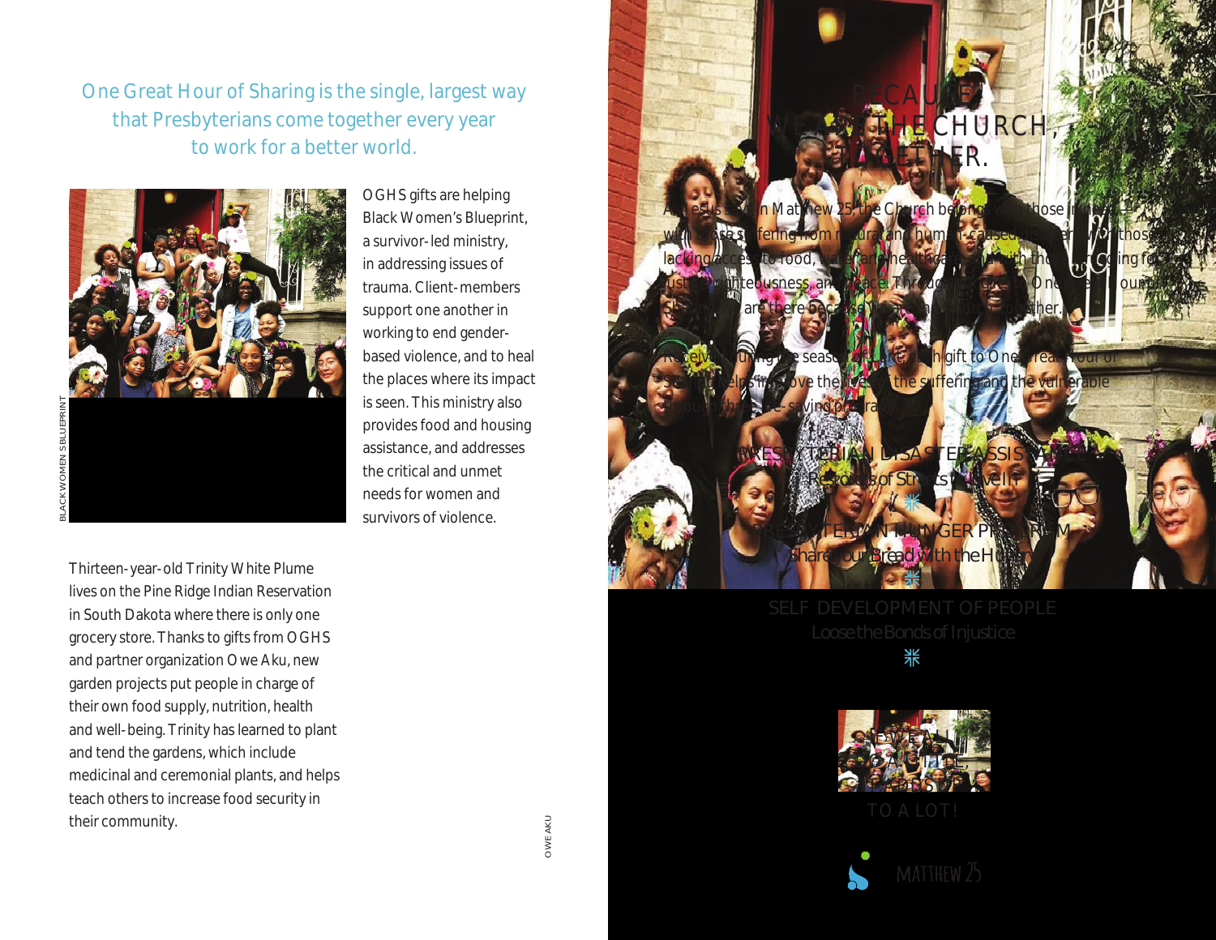One Great Hour of Sharing is the single, largest way that Presbyterians come together every year to work for a better world.

BLACK WOMEN'S BLUEPRINT

OGHS gifts are helping Black Women's Blueprint, a survivor-led ministry, in addressing issues of trauma. Client-members support one another in working to end gender-based violence, and to heal the places where its impact is seen. This ministry also provides food and housing assistance, and addresses the critical and unmet needs for women and survivors of violence.

Thirteen-year-old Trinity White Plume lives on the Pine Ridge Indian Reservation in South Dakota where there is only one grocery store. Thanks to gifts from OGHS and partner organization Owe Aku, new garden projects put people in charge of their own food supply, nutrition, health and well-being. Trinity has learned to plant and tend the gardens, which include medicinal and ceremonial plants, and helps teach others to increase food security in their community.

OWE AKU

# BECAUSE WE ARE THE CHURCH, TOGETHER.

As Jesus says in Matthew 25, the Church belongs with those in need, with those suffering from natural and human-caused disasters, with those lacking access to food, water and health care, and with those working for justice, righteousness, and peace. Through your gifts to One Great Hour of Sharing, we are there because we are the church, together.

Receive, during the season of Lent, a gift to One Great Hour of Sharing helps improve the lives of the suffering and the vulnerable through three life-saving programs:

**PRESBYTERIAN DISASTER ASSISTANCE**
Restorers of Streets to Dwell In

**PRESBYTERIAN HUNGER PROGRAM**
Share Your Bread with the Hungry

**SELF-DEVELOPMENT OF PEOPLE**
Loose the Bonds of Injustice

... TO A LOT!

MATTHEW 25